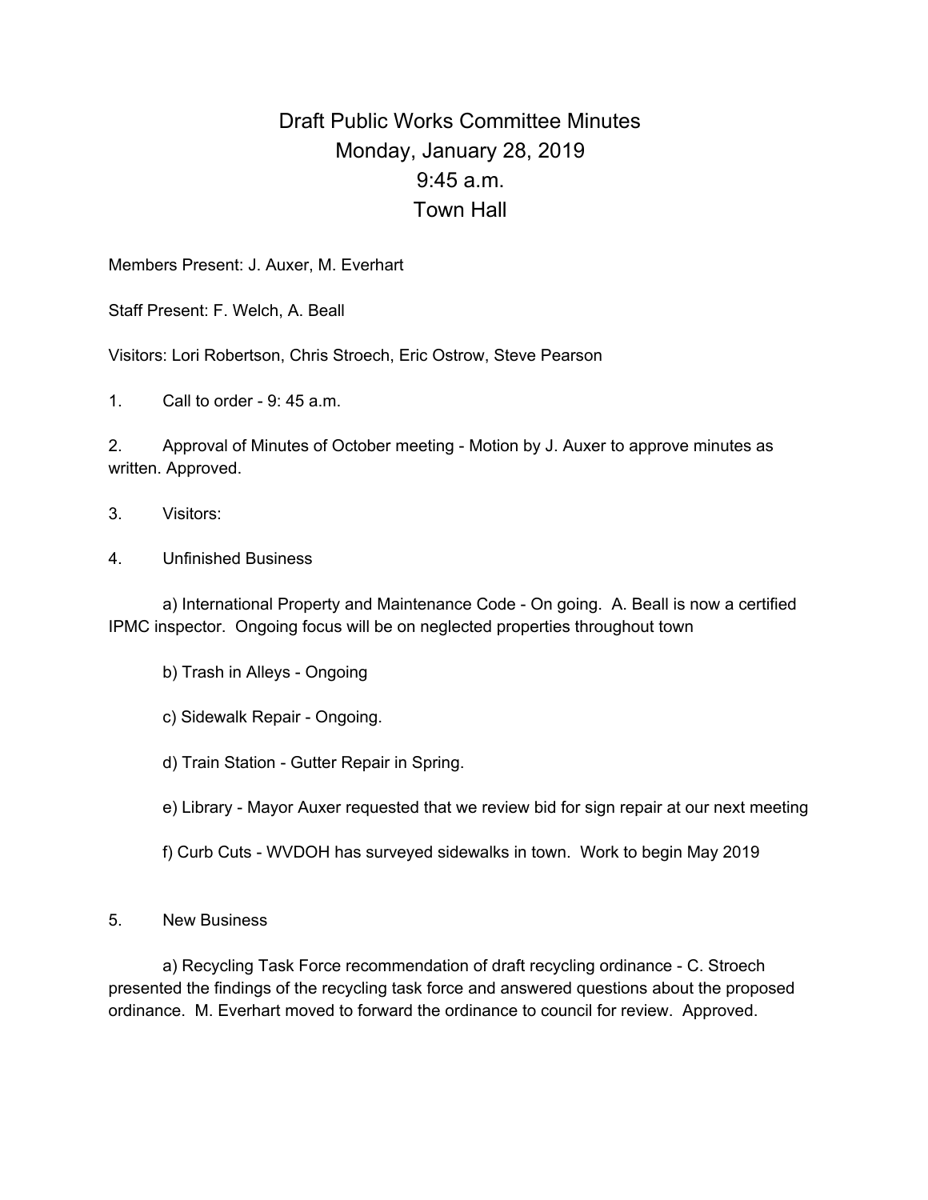# Draft Public Works Committee Minutes
## Monday, January 28, 2019
## 9:45 a.m.
## Town Hall

Members Present: J. Auxer, M. Everhart

Staff Present: F. Welch, A. Beall

Visitors: Lori Robertson, Chris Stroech, Eric Ostrow, Steve Pearson

1. Call to order - 9: 45 a.m.

2. Approval of Minutes of October meeting - Motion by J. Auxer to approve minutes as written. Approved.

3. Visitors:

4. Unfinished Business

   a) International Property and Maintenance Code - On going. A. Beall is now a certified IPMC inspector. Ongoing focus will be on neglected properties throughout town

   b) Trash in Alleys - Ongoing

   c) Sidewalk Repair - Ongoing.

   d) Train Station - Gutter Repair in Spring.

   e) Library - Mayor Auxer requested that we review bid for sign repair at our next meeting

   f) Curb Cuts - WVDOH has surveyed sidewalks in town. Work to begin May 2019

5. New Business

   a) Recycling Task Force recommendation of draft recycling ordinance - C. Stroech presented the findings of the recycling task force and answered questions about the proposed ordinance. M. Everhart moved to forward the ordinance to council for review. Approved.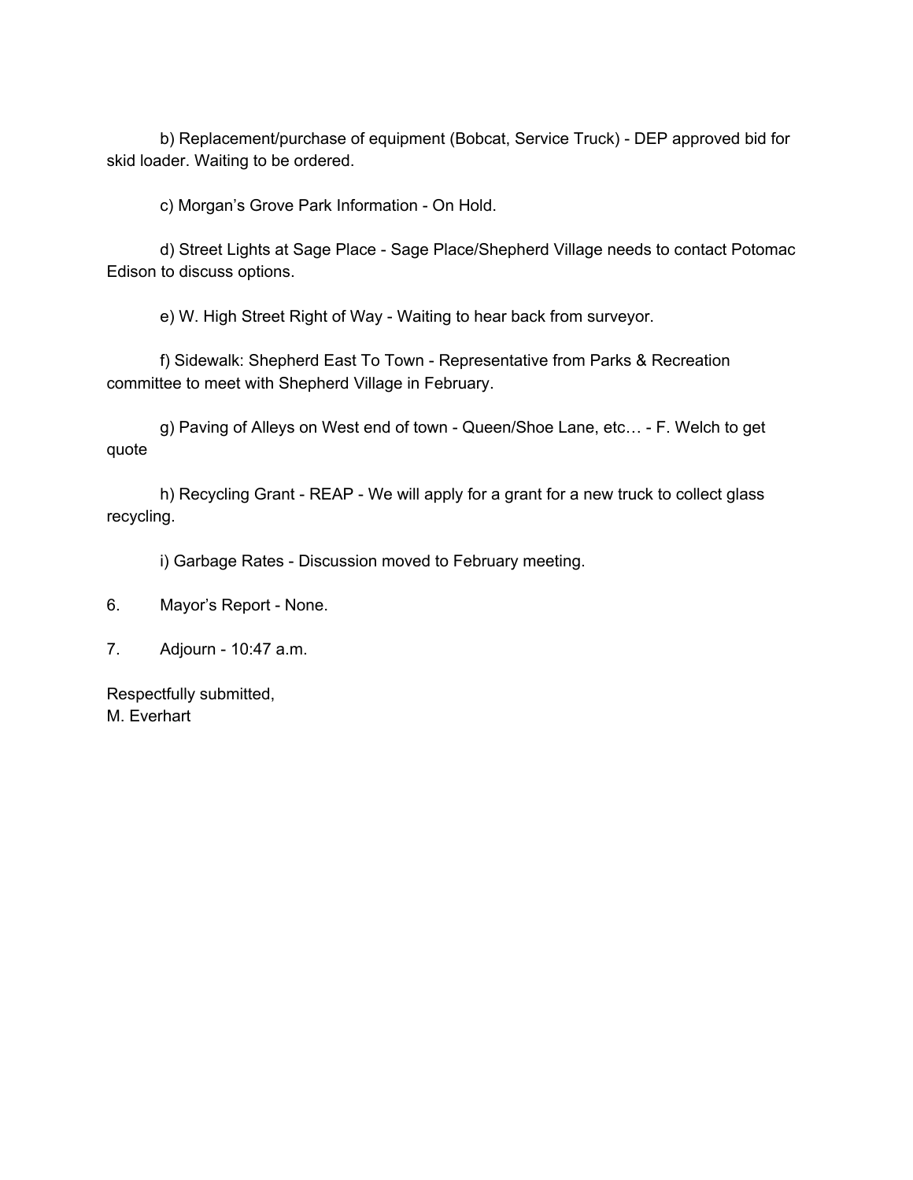b) Replacement/purchase of equipment (Bobcat, Service Truck) - DEP approved bid for skid loader. Waiting to be ordered.

c) Morgan's Grove Park Information - On Hold.

d) Street Lights at Sage Place - Sage Place/Shepherd Village needs to contact Potomac Edison to discuss options.

e) W. High Street Right of Way - Waiting to hear back from surveyor.

f) Sidewalk: Shepherd East To Town - Representative from Parks & Recreation committee to meet with Shepherd Village in February.

g) Paving of Alleys on West end of town - Queen/Shoe Lane, etc… - F. Welch to get quote

h) Recycling Grant - REAP - We will apply for a grant for a new truck to collect glass recycling.

i) Garbage Rates - Discussion moved to February meeting.

6. Mayor's Report - None.

7. Adjourn - 10:47 a.m.

Respectfully submitted,
M. Everhart